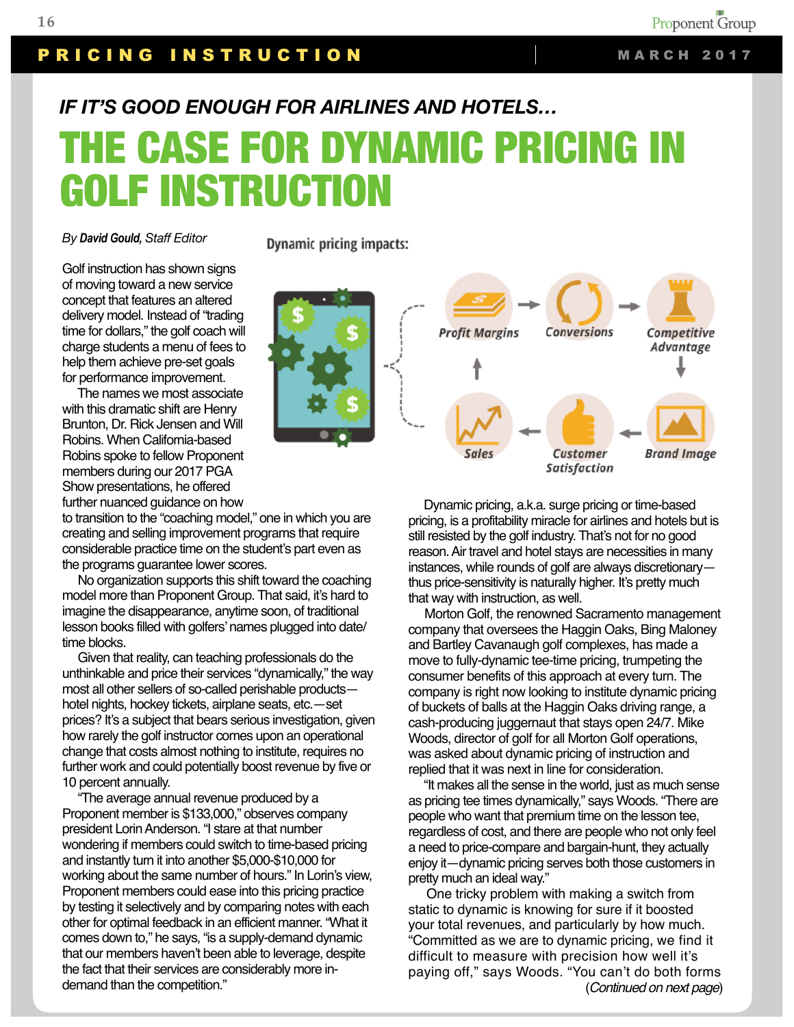## IF IT'S GOOD ENOUGH FOR AIRLINES AND HOTELS…

# THE CASE FOR DYNAMIC PRICING IN GOLF INSTRUCTION

*By **David Gould**, Staff Editor*

**Dynamic pricing impacts:**

Profit Margins → Conversions → Competitive Advantage → Brand Image → Customer Satisfaction → Sales → Profit Margins

Golf instruction has shown signs of moving toward a new service concept that features an altered delivery model. Instead of "trading time for dollars," the golf coach will charge students a menu of fees to help them achieve pre-set goals for performance improvement.

The names we most associate with this dramatic shift are Henry Brunton, Dr. Rick Jensen and Will Robins. When California-based Robins spoke to fellow Proponent members during our 2017 PGA Show presentations, he offered further nuanced guidance on how to transition to the "coaching model," one in which you are creating and selling improvement programs that require considerable practice time on the student's part even as the programs guarantee lower scores.

No organization supports this shift toward the coaching model more than Proponent Group. That said, it's hard to imagine the disappearance, anytime soon, of traditional lesson books filled with golfers' names plugged into date/time blocks.

Given that reality, can teaching professionals do the unthinkable and price their services "dynamically," the way most all other sellers of so-called perishable products—hotel nights, hockey tickets, airplane seats, etc.—set prices? It's a subject that bears serious investigation, given how rarely the golf instructor comes upon an operational change that costs almost nothing to institute, requires no further work and could potentially boost revenue by five or 10 percent annually.

"The average annual revenue produced by a Proponent member is $133,000," observes company president Lorin Anderson. "I stare at that number wondering if members could switch to time-based pricing and instantly turn it into another $5,000-$10,000 for working about the same number of hours." In Lorin's view, Proponent members could ease into this pricing practice by testing it selectively and by comparing notes with each other for optimal feedback in an efficient manner. "What it comes down to," he says, "is a supply-demand dynamic that our members haven't been able to leverage, despite the fact that their services are considerably more in-demand than the competition."

Dynamic pricing, a.k.a. surge pricing or time-based pricing, is a profitability miracle for airlines and hotels but is still resisted by the golf industry. That's not for no good reason. Air travel and hotel stays are necessities in many instances, while rounds of golf are always discretionary—thus price-sensitivity is naturally higher. It's pretty much that way with instruction, as well.

Morton Golf, the renowned Sacramento management company that oversees the Haggin Oaks, Bing Maloney and Bartley Cavanaugh golf complexes, has made a move to fully-dynamic tee-time pricing, trumpeting the consumer benefits of this approach at every turn. The company is right now looking to institute dynamic pricing of buckets of balls at the Haggin Oaks driving range, a cash-producing juggernaut that stays open 24/7. Mike Woods, director of golf for all Morton Golf operations, was asked about dynamic pricing of instruction and replied that it was next in line for consideration.

"It makes all the sense in the world, just as much sense as pricing tee times dynamically," says Woods. "There are people who want that premium time on the lesson tee, regardless of cost, and there are people who not only feel a need to price-compare and bargain-hunt, they actually enjoy it—dynamic pricing serves both those customers in pretty much an ideal way."

One tricky problem with making a switch from static to dynamic is knowing for sure if it boosted your total revenues, and particularly by how much. "Committed as we are to dynamic pricing, we find it difficult to measure with precision how well it's paying off," says Woods. "You can't do both forms

(*Continued on next page*)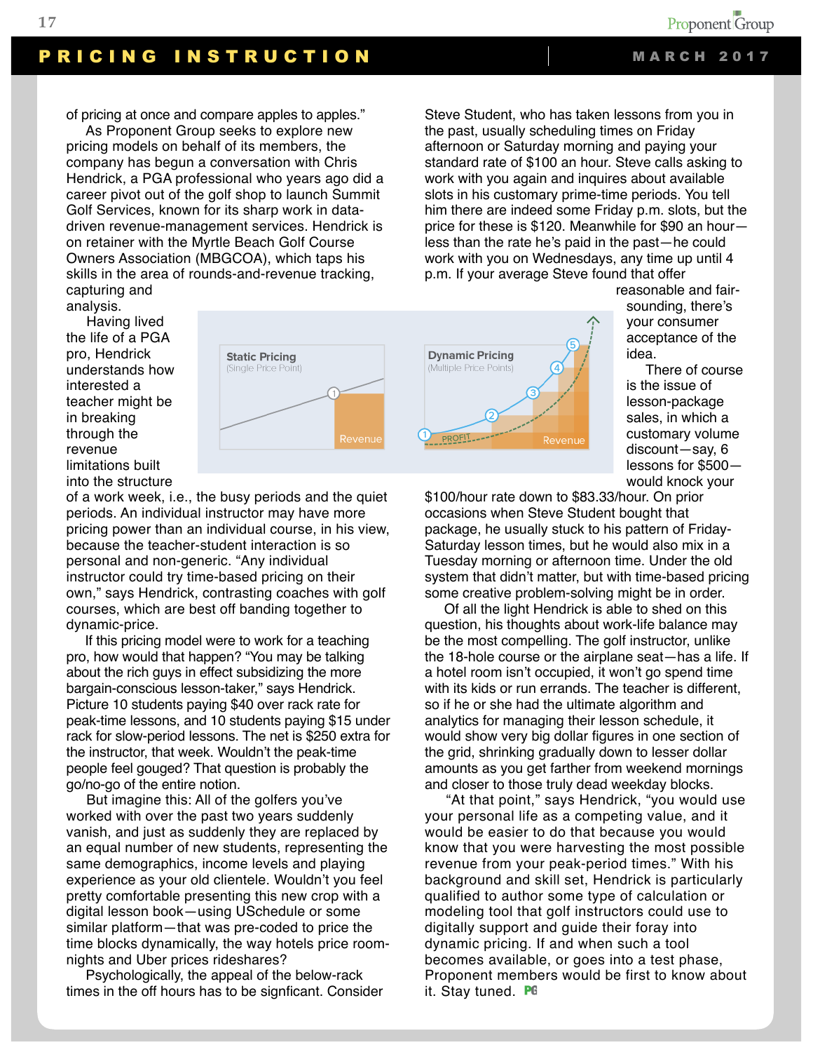of pricing at once and compare apples to apples."

As Proponent Group seeks to explore new pricing models on behalf of its members, the company has begun a conversation with Chris Hendrick, a PGA professional who years ago did a career pivot out of the golf shop to launch Summit Golf Services, known for its sharp work in data-driven revenue-management services. Hendrick is on retainer with the Myrtle Beach Golf Course Owners Association (MBGCOA), which taps his skills in the area of rounds-and-revenue tracking, capturing and analysis.

Having lived the life of a PGA pro, Hendrick understands how interested a teacher might be in breaking through the revenue limitations built into the structure of a work week, i.e., the busy periods and the quiet periods. An individual instructor may have more pricing power than an individual course, in his view, because the teacher-student interaction is so personal and non-generic. "Any individual instructor could try time-based pricing on their own," says Hendrick, contrasting coaches with golf courses, which are best off banding together to dynamic-price.

Static Pricing
(Single Price Point)
1
Revenue

Dynamic Pricing
(Multiple Price Points)
1
2
3
4
5
PROFIT
Revenue

If this pricing model were to work for a teaching pro, how would that happen? "You may be talking about the rich guys in effect subsidizing the more bargain-conscious lesson-taker," says Hendrick. Picture 10 students paying $40 over rack rate for peak-time lessons, and 10 students paying $15 under rack for slow-period lessons. The net is $250 extra for the instructor, that week. Wouldn't the peak-time people feel gouged? That question is probably the go/no-go of the entire notion.

But imagine this: All of the golfers you've worked with over the past two years suddenly vanish, and just as suddenly they are replaced by an equal number of new students, representing the same demographics, income levels and playing experience as your old clientele. Wouldn't you feel pretty comfortable presenting this new crop with a digital lesson book—using USchedule or some similar platform—that was pre-coded to price the time blocks dynamically, the way hotels price room-nights and Uber prices rideshares?

Psychologically, the appeal of the below-rack times in the off hours has to be signficant. Consider Steve Student, who has taken lessons from you in the past, usually scheduling times on Friday afternoon or Saturday morning and paying your standard rate of $100 an hour. Steve calls asking to work with you again and inquires about available slots in his customary prime-time periods. You tell him there are indeed some Friday p.m. slots, but the price for these is $120. Meanwhile for $90 an hour—less than the rate he's paid in the past—he could work with you on Wednesdays, any time up until 4 p.m. If your average Steve found that offer reasonable and fair-sounding, there's your consumer acceptance of the idea.

There of course is the issue of lesson-package sales, in which a customary volume discount—say, 6 lessons for $500—would knock your $100/hour rate down to $83.33/hour. On prior occasions when Steve Student bought that package, he usually stuck to his pattern of Friday-Saturday lesson times, but he would also mix in a Tuesday morning or afternoon time. Under the old system that didn't matter, but with time-based pricing some creative problem-solving might be in order.

Of all the light Hendrick is able to shed on this question, his thoughts about work-life balance may be the most compelling. The golf instructor, unlike the 18-hole course or the airplane seat—has a life. If a hotel room isn't occupied, it won't go spend time with its kids or run errands. The teacher is different, so if he or she had the ultimate algorithm and analytics for managing their lesson schedule, it would show very big dollar figures in one section of the grid, shrinking gradually down to lesser dollar amounts as you get farther from weekend mornings and closer to those truly dead weekday blocks.

"At that point," says Hendrick, "you would use your personal life as a competing value, and it would be easier to do that because you would know that you were harvesting the most possible revenue from your peak-period times." With his background and skill set, Hendrick is particularly qualified to author some type of calculation or modeling tool that golf instructors could use to digitally support and guide their foray into dynamic pricing. If and when such a tool becomes available, or goes into a test phase, Proponent members would be first to know about it. Stay tuned. PG